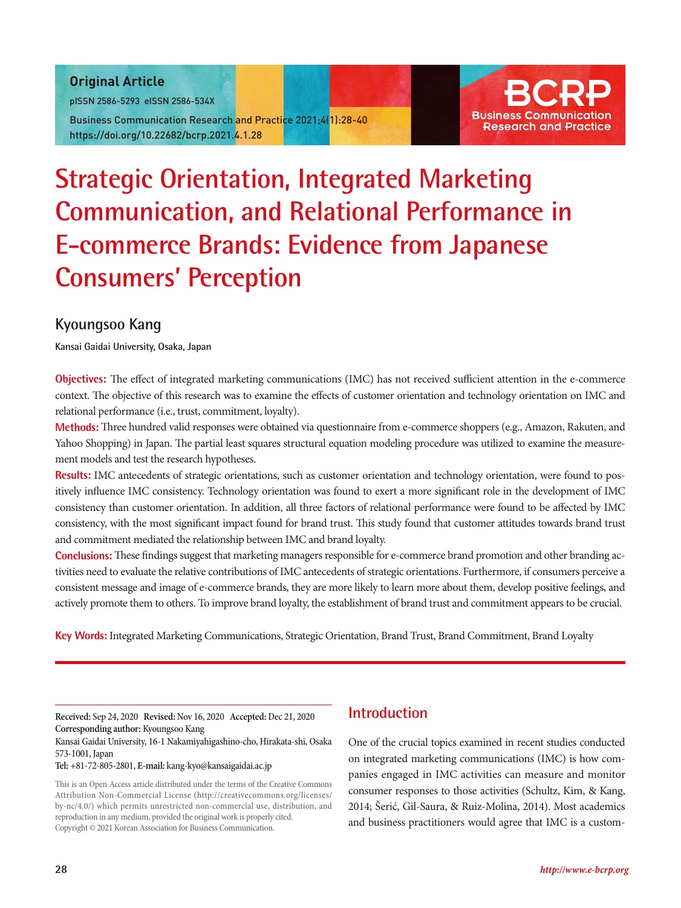Original Article

pISSN 2586-5293 eISSN 2586-534X

Business Communication Research and Practice 2021;4(1):28-40
https://doi.org/10.22682/bcrp.2021.4.1.28

# Strategic Orientation, Integrated Marketing Communication, and Relational Performance in E-commerce Brands: Evidence from Japanese Consumers' Perception

## Kyoungsoo Kang

Kansai Gaidai University, Osaka, Japan

**Objectives:** The effect of integrated marketing communications (IMC) has not received sufficient attention in the e-commerce context. The objective of this research was to examine the effects of customer orientation and technology orientation on IMC and relational performance (i.e., trust, commitment, loyalty).

**Methods:** Three hundred valid responses were obtained via questionnaire from e-commerce shoppers (e.g., Amazon, Rakuten, and Yahoo Shopping) in Japan. The partial least squares structural equation modeling procedure was utilized to examine the measurement models and test the research hypotheses.

**Results:** IMC antecedents of strategic orientations, such as customer orientation and technology orientation, were found to positively influence IMC consistency. Technology orientation was found to exert a more significant role in the development of IMC consistency than customer orientation. In addition, all three factors of relational performance were found to be affected by IMC consistency, with the most significant impact found for brand trust. This study found that customer attitudes towards brand trust and commitment mediated the relationship between IMC and brand loyalty.

**Conclusions:** These findings suggest that marketing managers responsible for e-commerce brand promotion and other branding activities need to evaluate the relative contributions of IMC antecedents of strategic orientations. Furthermore, if consumers perceive a consistent message and image of e-commerce brands, they are more likely to learn more about them, develop positive feelings, and actively promote them to others. To improve brand loyalty, the establishment of brand trust and commitment appears to be crucial.

**Key Words:** Integrated Marketing Communications, Strategic Orientation, Brand Trust, Brand Commitment, Brand Loyalty

**Received:** Sep 24, 2020 **Revised:** Nov 16, 2020 **Accepted:** Dec 21, 2020
**Corresponding author:** Kyoungsoo Kang
Kansai Gaidai University, 16-1 Nakamiyahigashino-cho, Hirakata-shi, Osaka 573-1001, Japan
**Tel:** +81-72-805-2801, **E-mail:** kang-kyo@kansaigaidai.ac.jp

This is an Open Access article distributed under the terms of the Creative Commons Attribution Non-Commercial License (http://creativecommons.org/licenses/by-nc/4.0/) which permits unrestricted non-commercial use, distribution, and reproduction in any medium, provided the original work is properly cited.
Copyright © 2021 Korean Association for Business Communication.

## Introduction

One of the crucial topics examined in recent studies conducted on integrated marketing communications (IMC) is how companies engaged in IMC activities can measure and monitor consumer responses to those activities (Schultz, Kim, & Kang, 2014; Šerić, Gil-Saura, & Ruiz-Molina, 2014). Most academics and business practitioners would agree that IMC is a custom-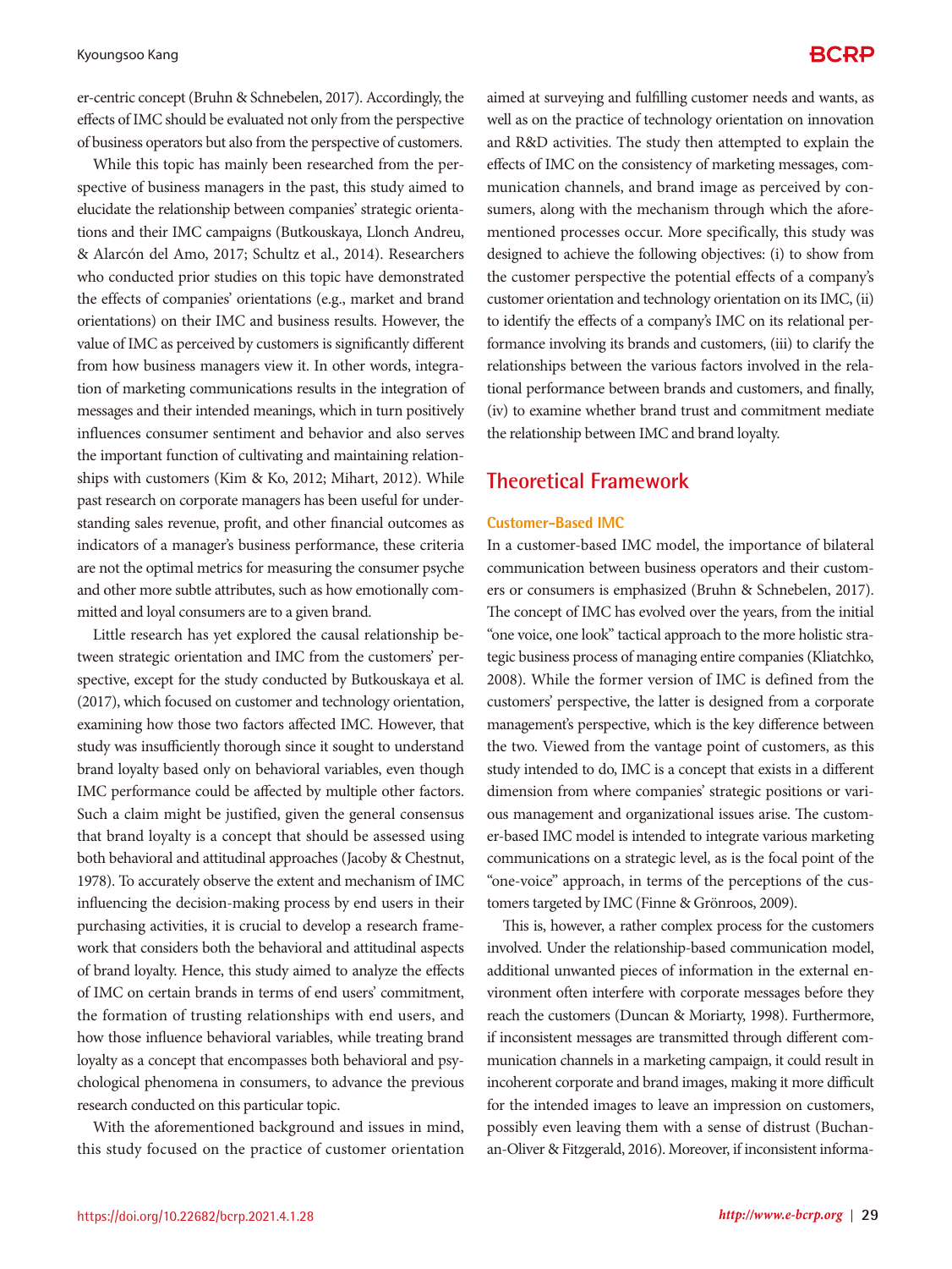er-centric concept (Bruhn & Schnebelen, 2017). Accordingly, the effects of IMC should be evaluated not only from the perspective of business operators but also from the perspective of customers.

While this topic has mainly been researched from the perspective of business managers in the past, this study aimed to elucidate the relationship between companies' strategic orientations and their IMC campaigns (Butkouskaya, Llonch Andreu, & Alarcón del Amo, 2017; Schultz et al., 2014). Researchers who conducted prior studies on this topic have demonstrated the effects of companies' orientations (e.g., market and brand orientations) on their IMC and business results. However, the value of IMC as perceived by customers is significantly different from how business managers view it. In other words, integration of marketing communications results in the integration of messages and their intended meanings, which in turn positively influences consumer sentiment and behavior and also serves the important function of cultivating and maintaining relationships with customers (Kim & Ko, 2012; Mihart, 2012). While past research on corporate managers has been useful for understanding sales revenue, profit, and other financial outcomes as indicators of a manager's business performance, these criteria are not the optimal metrics for measuring the consumer psyche and other more subtle attributes, such as how emotionally committed and loyal consumers are to a given brand.

Little research has yet explored the causal relationship between strategic orientation and IMC from the customers' perspective, except for the study conducted by Butkouskaya et al. (2017), which focused on customer and technology orientation, examining how those two factors affected IMC. However, that study was insufficiently thorough since it sought to understand brand loyalty based only on behavioral variables, even though IMC performance could be affected by multiple other factors. Such a claim might be justified, given the general consensus that brand loyalty is a concept that should be assessed using both behavioral and attitudinal approaches (Jacoby & Chestnut, 1978). To accurately observe the extent and mechanism of IMC influencing the decision-making process by end users in their purchasing activities, it is crucial to develop a research framework that considers both the behavioral and attitudinal aspects of brand loyalty. Hence, this study aimed to analyze the effects of IMC on certain brands in terms of end users' commitment, the formation of trusting relationships with end users, and how those influence behavioral variables, while treating brand loyalty as a concept that encompasses both behavioral and psychological phenomena in consumers, to advance the previous research conducted on this particular topic.

With the aforementioned background and issues in mind, this study focused on the practice of customer orientation aimed at surveying and fulfilling customer needs and wants, as well as on the practice of technology orientation on innovation and R&D activities. The study then attempted to explain the effects of IMC on the consistency of marketing messages, communication channels, and brand image as perceived by consumers, along with the mechanism through which the aforementioned processes occur. More specifically, this study was designed to achieve the following objectives: (i) to show from the customer perspective the potential effects of a company's customer orientation and technology orientation on its IMC, (ii) to identify the effects of a company's IMC on its relational performance involving its brands and customers, (iii) to clarify the relationships between the various factors involved in the relational performance between brands and customers, and finally, (iv) to examine whether brand trust and commitment mediate the relationship between IMC and brand loyalty.

## Theoretical Framework

### Customer-Based IMC

In a customer-based IMC model, the importance of bilateral communication between business operators and their customers or consumers is emphasized (Bruhn & Schnebelen, 2017). The concept of IMC has evolved over the years, from the initial "one voice, one look" tactical approach to the more holistic strategic business process of managing entire companies (Kliatchko, 2008). While the former version of IMC is defined from the customers' perspective, the latter is designed from a corporate management's perspective, which is the key difference between the two. Viewed from the vantage point of customers, as this study intended to do, IMC is a concept that exists in a different dimension from where companies' strategic positions or various management and organizational issues arise. The customer-based IMC model is intended to integrate various marketing communications on a strategic level, as is the focal point of the "one-voice" approach, in terms of the perceptions of the customers targeted by IMC (Finne & Grönroos, 2009).

This is, however, a rather complex process for the customers involved. Under the relationship-based communication model, additional unwanted pieces of information in the external environment often interfere with corporate messages before they reach the customers (Duncan & Moriarty, 1998). Furthermore, if inconsistent messages are transmitted through different communication channels in a marketing campaign, it could result in incoherent corporate and brand images, making it more difficult for the intended images to leave an impression on customers, possibly even leaving them with a sense of distrust (Buchanan-Oliver & Fitzgerald, 2016). Moreover, if inconsistent informa-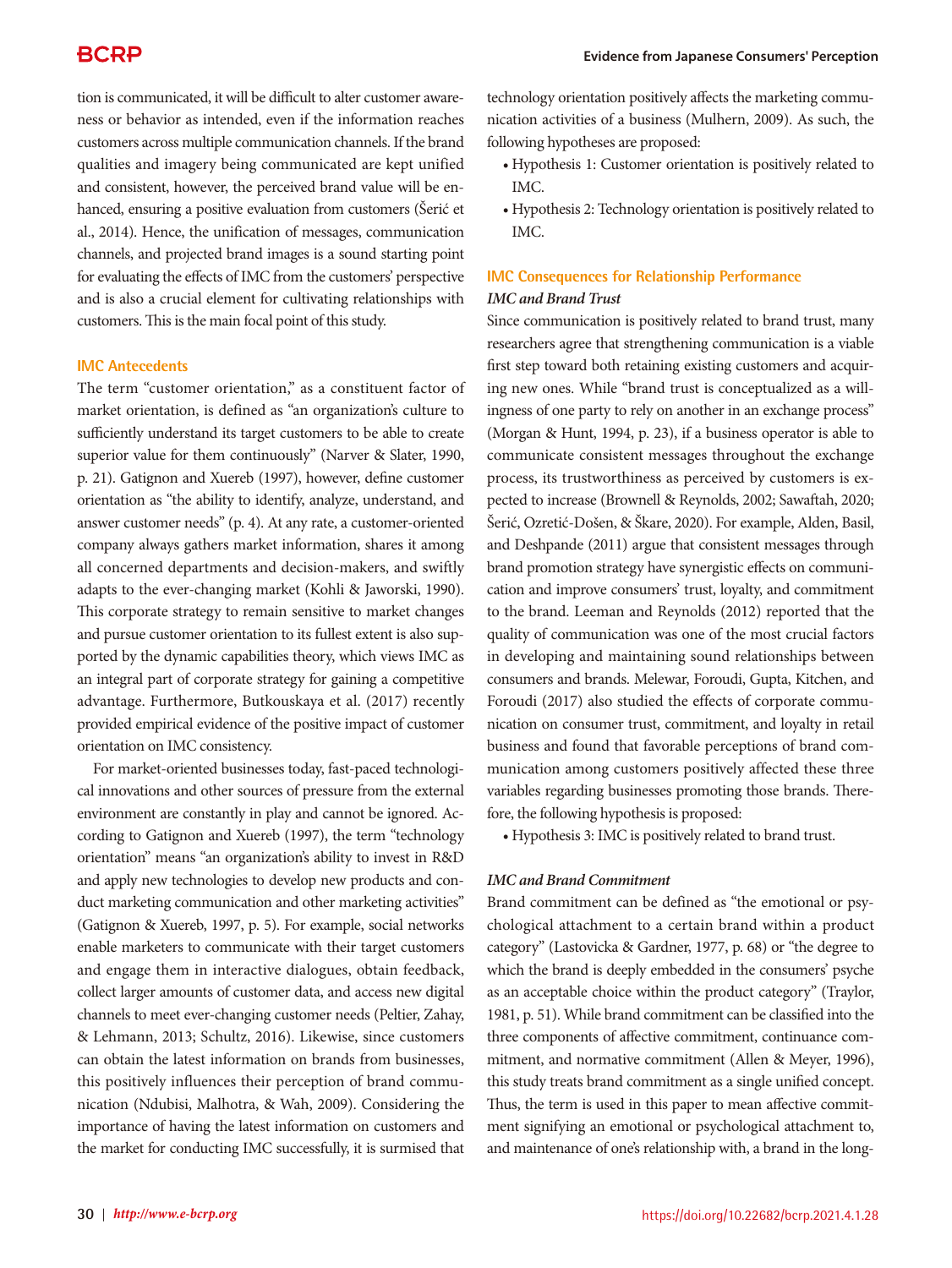tion is communicated, it will be difficult to alter customer awareness or behavior as intended, even if the information reaches customers across multiple communication channels. If the brand qualities and imagery being communicated are kept unified and consistent, however, the perceived brand value will be enhanced, ensuring a positive evaluation from customers (Šerić et al., 2014). Hence, the unification of messages, communication channels, and projected brand images is a sound starting point for evaluating the effects of IMC from the customers' perspective and is also a crucial element for cultivating relationships with customers. This is the main focal point of this study.

### IMC Antecedents

The term "customer orientation," as a constituent factor of market orientation, is defined as "an organization's culture to sufficiently understand its target customers to be able to create superior value for them continuously" (Narver & Slater, 1990, p. 21). Gatignon and Xuereb (1997), however, define customer orientation as "the ability to identify, analyze, understand, and answer customer needs" (p. 4). At any rate, a customer-oriented company always gathers market information, shares it among all concerned departments and decision-makers, and swiftly adapts to the ever-changing market (Kohli & Jaworski, 1990). This corporate strategy to remain sensitive to market changes and pursue customer orientation to its fullest extent is also supported by the dynamic capabilities theory, which views IMC as an integral part of corporate strategy for gaining a competitive advantage. Furthermore, Butkouskaya et al. (2017) recently provided empirical evidence of the positive impact of customer orientation on IMC consistency.

For market-oriented businesses today, fast-paced technological innovations and other sources of pressure from the external environment are constantly in play and cannot be ignored. According to Gatignon and Xuereb (1997), the term "technology orientation" means "an organization's ability to invest in R&D and apply new technologies to develop new products and conduct marketing communication and other marketing activities" (Gatignon & Xuereb, 1997, p. 5). For example, social networks enable marketers to communicate with their target customers and engage them in interactive dialogues, obtain feedback, collect larger amounts of customer data, and access new digital channels to meet ever-changing customer needs (Peltier, Zahay, & Lehmann, 2013; Schultz, 2016). Likewise, since customers can obtain the latest information on brands from businesses, this positively influences their perception of brand communication (Ndubisi, Malhotra, & Wah, 2009). Considering the importance of having the latest information on customers and the market for conducting IMC successfully, it is surmised that technology orientation positively affects the marketing communication activities of a business (Mulhern, 2009). As such, the following hypotheses are proposed:

- Hypothesis 1: Customer orientation is positively related to IMC.
- Hypothesis 2: Technology orientation is positively related to IMC.

### IMC Consequences for Relationship Performance

#### *IMC and Brand Trust*

Since communication is positively related to brand trust, many researchers agree that strengthening communication is a viable first step toward both retaining existing customers and acquiring new ones. While "brand trust is conceptualized as a willingness of one party to rely on another in an exchange process" (Morgan & Hunt, 1994, p. 23), if a business operator is able to communicate consistent messages throughout the exchange process, its trustworthiness as perceived by customers is expected to increase (Brownell & Reynolds, 2002; Sawaftah, 2020; Šerić, Ozretić-Došen, & Škare, 2020). For example, Alden, Basil, and Deshpande (2011) argue that consistent messages through brand promotion strategy have synergistic effects on communication and improve consumers' trust, loyalty, and commitment to the brand. Leeman and Reynolds (2012) reported that the quality of communication was one of the most crucial factors in developing and maintaining sound relationships between consumers and brands. Melewar, Foroudi, Gupta, Kitchen, and Foroudi (2017) also studied the effects of corporate communication on consumer trust, commitment, and loyalty in retail business and found that favorable perceptions of brand communication among customers positively affected these three variables regarding businesses promoting those brands. Therefore, the following hypothesis is proposed:

- Hypothesis 3: IMC is positively related to brand trust.

#### *IMC and Brand Commitment*

Brand commitment can be defined as "the emotional or psychological attachment to a certain brand within a product category" (Lastovicka & Gardner, 1977, p. 68) or "the degree to which the brand is deeply embedded in the consumers' psyche as an acceptable choice within the product category" (Traylor, 1981, p. 51). While brand commitment can be classified into the three components of affective commitment, continuance commitment, and normative commitment (Allen & Meyer, 1996), this study treats brand commitment as a single unified concept. Thus, the term is used in this paper to mean affective commitment signifying an emotional or psychological attachment to, and maintenance of one's relationship with, a brand in the long-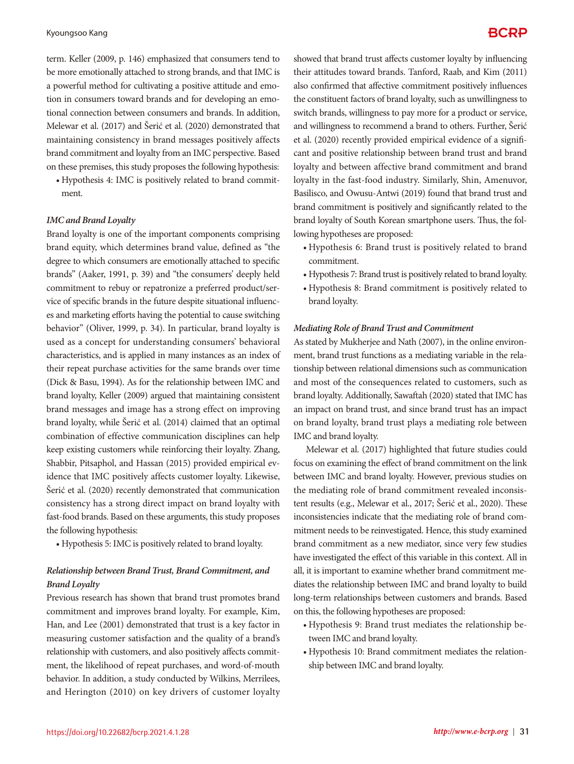term. Keller (2009, p. 146) emphasized that consumers tend to be more emotionally attached to strong brands, and that IMC is a powerful method for cultivating a positive attitude and emotion in consumers toward brands and for developing an emotional connection between consumers and brands. In addition, Melewar et al. (2017) and Šerić et al. (2020) demonstrated that maintaining consistency in brand messages positively affects brand commitment and loyalty from an IMC perspective. Based on these premises, this study proposes the following hypothesis:

- Hypothesis 4: IMC is positively related to brand commitment.

### *IMC and Brand Loyalty*

Brand loyalty is one of the important components comprising brand equity, which determines brand value, defined as "the degree to which consumers are emotionally attached to specific brands" (Aaker, 1991, p. 39) and "the consumers' deeply held commitment to rebuy or repatronize a preferred product/service of specific brands in the future despite situational influences and marketing efforts having the potential to cause switching behavior" (Oliver, 1999, p. 34). In particular, brand loyalty is used as a concept for understanding consumers' behavioral characteristics, and is applied in many instances as an index of their repeat purchase activities for the same brands over time (Dick & Basu, 1994). As for the relationship between IMC and brand loyalty, Keller (2009) argued that maintaining consistent brand messages and image has a strong effect on improving brand loyalty, while Šerić et al. (2014) claimed that an optimal combination of effective communication disciplines can help keep existing customers while reinforcing their loyalty. Zhang, Shabbir, Pitsaphol, and Hassan (2015) provided empirical evidence that IMC positively affects customer loyalty. Likewise, Šerić et al. (2020) recently demonstrated that communication consistency has a strong direct impact on brand loyalty with fast-food brands. Based on these arguments, this study proposes the following hypothesis:

- Hypothesis 5: IMC is positively related to brand loyalty.

### *Relationship between Brand Trust, Brand Commitment, and Brand Loyalty*

Previous research has shown that brand trust promotes brand commitment and improves brand loyalty. For example, Kim, Han, and Lee (2001) demonstrated that trust is a key factor in measuring customer satisfaction and the quality of a brand's relationship with customers, and also positively affects commitment, the likelihood of repeat purchases, and word-of-mouth behavior. In addition, a study conducted by Wilkins, Merrilees, and Herington (2010) on key drivers of customer loyalty showed that brand trust affects customer loyalty by influencing their attitudes toward brands. Tanford, Raab, and Kim (2011) also confirmed that affective commitment positively influences the constituent factors of brand loyalty, such as unwillingness to switch brands, willingness to pay more for a product or service, and willingness to recommend a brand to others. Further, Šerić et al. (2020) recently provided empirical evidence of a significant and positive relationship between brand trust and brand loyalty and between affective brand commitment and brand loyalty in the fast-food industry. Similarly, Shin, Amenuvor, Basilisco, and Owusu-Antwi (2019) found that brand trust and brand commitment is positively and significantly related to the brand loyalty of South Korean smartphone users. Thus, the following hypotheses are proposed:

- Hypothesis 6: Brand trust is positively related to brand commitment.
- Hypothesis 7: Brand trust is positively related to brand loyalty.
- Hypothesis 8: Brand commitment is positively related to brand loyalty.

### *Mediating Role of Brand Trust and Commitment*

As stated by Mukherjee and Nath (2007), in the online environment, brand trust functions as a mediating variable in the relationship between relational dimensions such as communication and most of the consequences related to customers, such as brand loyalty. Additionally, Sawaftah (2020) stated that IMC has an impact on brand trust, and since brand trust has an impact on brand loyalty, brand trust plays a mediating role between IMC and brand loyalty.

Melewar et al. (2017) highlighted that future studies could focus on examining the effect of brand commitment on the link between IMC and brand loyalty. However, previous studies on the mediating role of brand commitment revealed inconsistent results (e.g., Melewar et al., 2017; Šerić et al., 2020). These inconsistencies indicate that the mediating role of brand commitment needs to be reinvestigated. Hence, this study examined brand commitment as a new mediator, since very few studies have investigated the effect of this variable in this context. All in all, it is important to examine whether brand commitment mediates the relationship between IMC and brand loyalty to build long-term relationships between customers and brands. Based on this, the following hypotheses are proposed:

- Hypothesis 9: Brand trust mediates the relationship between IMC and brand loyalty.
- Hypothesis 10: Brand commitment mediates the relationship between IMC and brand loyalty.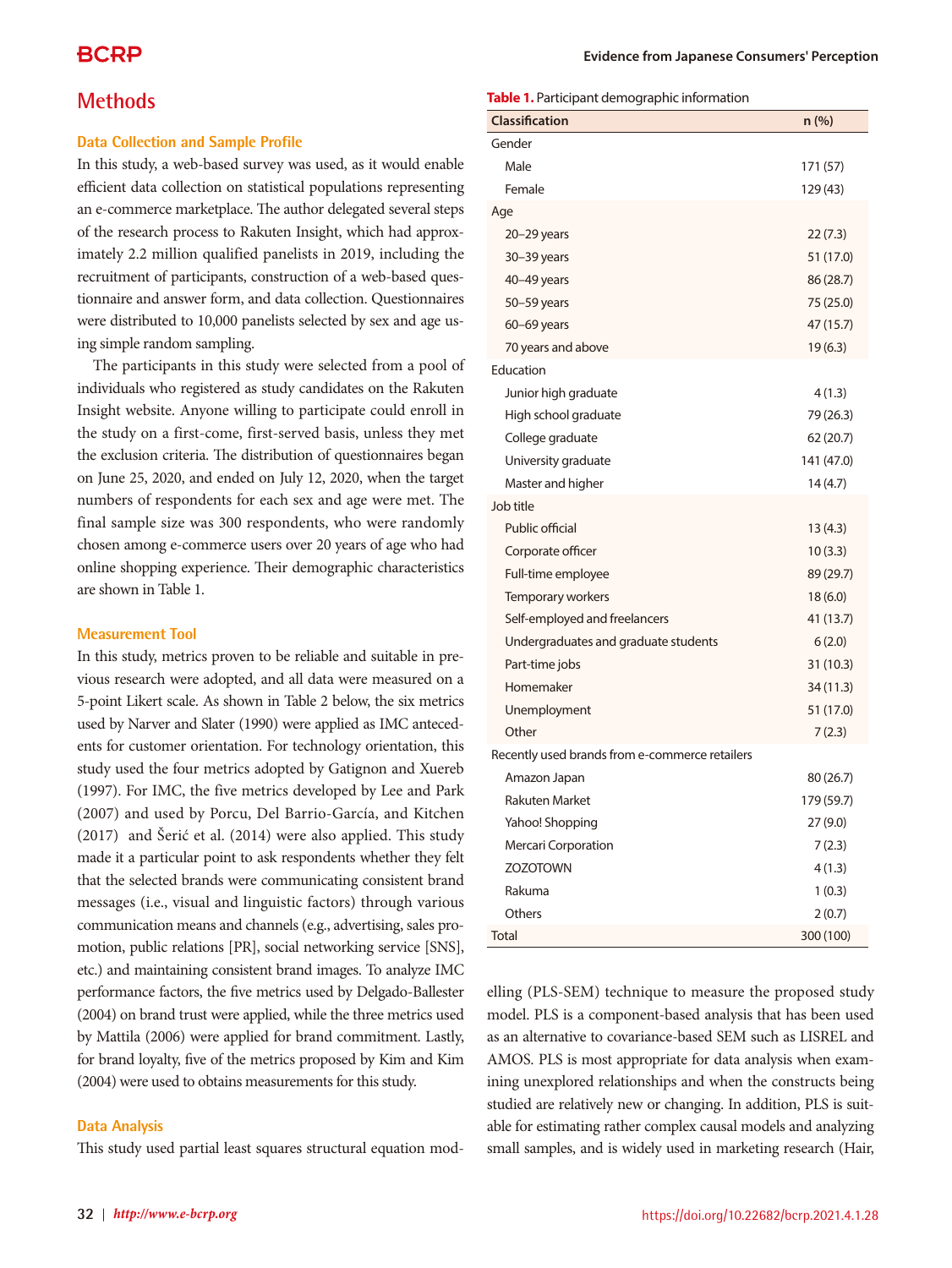## Methods

### Data Collection and Sample Profile

In this study, a web-based survey was used, as it would enable efficient data collection on statistical populations representing an e-commerce marketplace. The author delegated several steps of the research process to Rakuten Insight, which had approximately 2.2 million qualified panelists in 2019, including the recruitment of participants, construction of a web-based questionnaire and answer form, and data collection. Questionnaires were distributed to 10,000 panelists selected by sex and age using simple random sampling.

The participants in this study were selected from a pool of individuals who registered as study candidates on the Rakuten Insight website. Anyone willing to participate could enroll in the study on a first-come, first-served basis, unless they met the exclusion criteria. The distribution of questionnaires began on June 25, 2020, and ended on July 12, 2020, when the target numbers of respondents for each sex and age were met. The final sample size was 300 respondents, who were randomly chosen among e-commerce users over 20 years of age who had online shopping experience. Their demographic characteristics are shown in Table 1.

**Table 1.** Participant demographic information

| Classification | n (%) |
|---|---|
| Gender | |
| Male | 171 (57) |
| Female | 129 (43) |
| Age | |
| 20–29 years | 22 (7.3) |
| 30–39 years | 51 (17.0) |
| 40–49 years | 86 (28.7) |
| 50–59 years | 75 (25.0) |
| 60–69 years | 47 (15.7) |
| 70 years and above | 19 (6.3) |
| Education | |
| Junior high graduate | 4 (1.3) |
| High school graduate | 79 (26.3) |
| College graduate | 62 (20.7) |
| University graduate | 141 (47.0) |
| Master and higher | 14 (4.7) |
| Job title | |
| Public official | 13 (4.3) |
| Corporate officer | 10 (3.3) |
| Full-time employee | 89 (29.7) |
| Temporary workers | 18 (6.0) |
| Self-employed and freelancers | 41 (13.7) |
| Undergraduates and graduate students | 6 (2.0) |
| Part-time jobs | 31 (10.3) |
| Homemaker | 34 (11.3) |
| Unemployment | 51 (17.0) |
| Other | 7 (2.3) |
| Recently used brands from e-commerce retailers | |
| Amazon Japan | 80 (26.7) |
| Rakuten Market | 179 (59.7) |
| Yahoo! Shopping | 27 (9.0) |
| Mercari Corporation | 7 (2.3) |
| ZOZOTOWN | 4 (1.3) |
| Rakuma | 1 (0.3) |
| Others | 2 (0.7) |
| Total | 300 (100) |

### Measurement Tool

In this study, metrics proven to be reliable and suitable in previous research were adopted, and all data were measured on a 5-point Likert scale. As shown in Table 2 below, the six metrics used by Narver and Slater (1990) were applied as IMC antecedents for customer orientation. For technology orientation, this study used the four metrics adopted by Gatignon and Xuereb (1997). For IMC, the five metrics developed by Lee and Park (2007) and used by Porcu, Del Barrio-García, and Kitchen (2017) and Šerić et al. (2014) were also applied. This study made it a particular point to ask respondents whether they felt that the selected brands were communicating consistent brand messages (i.e., visual and linguistic factors) through various communication means and channels (e.g., advertising, sales promotion, public relations [PR], social networking service [SNS], etc.) and maintaining consistent brand images. To analyze IMC performance factors, the five metrics used by Delgado-Ballester (2004) on brand trust were applied, while the three metrics used by Mattila (2006) were applied for brand commitment. Lastly, for brand loyalty, five of the metrics proposed by Kim and Kim (2004) were used to obtains measurements for this study.

### Data Analysis

This study used partial least squares structural equation modelling (PLS-SEM) technique to measure the proposed study model. PLS is a component-based analysis that has been used as an alternative to covariance-based SEM such as LISREL and AMOS. PLS is most appropriate for data analysis when examining unexplored relationships and when the constructs being studied are relatively new or changing. In addition, PLS is suitable for estimating rather complex causal models and analyzing small samples, and is widely used in marketing research (Hair,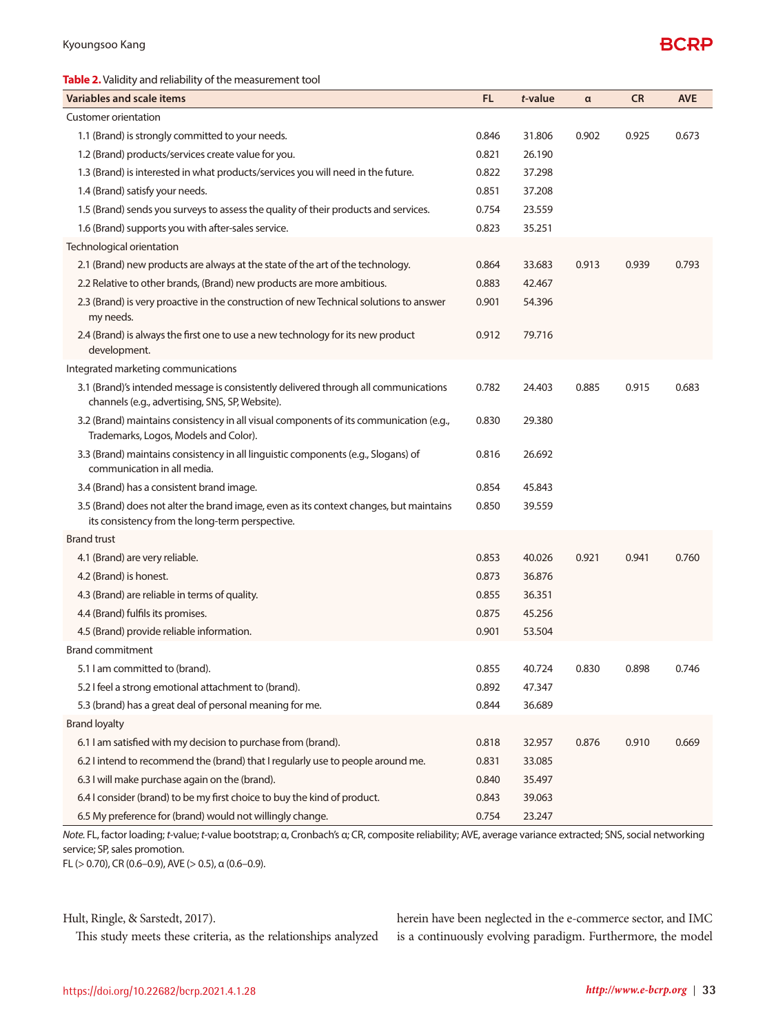**Table 2.** Validity and reliability of the measurement tool

| Variables and scale items | FL | *t*-value | α | CR | AVE |
|---|---|---|---|---|---|
| Customer orientation | | | | | |
| 1.1 (Brand) is strongly committed to your needs. | 0.846 | 31.806 | 0.902 | 0.925 | 0.673 |
| 1.2 (Brand) products/services create value for you. | 0.821 | 26.190 | | | |
| 1.3 (Brand) is interested in what products/services you will need in the future. | 0.822 | 37.298 | | | |
| 1.4 (Brand) satisfy your needs. | 0.851 | 37.208 | | | |
| 1.5 (Brand) sends you surveys to assess the quality of their products and services. | 0.754 | 23.559 | | | |
| 1.6 (Brand) supports you with after-sales service. | 0.823 | 35.251 | | | |
| Technological orientation | | | | | |
| 2.1 (Brand) new products are always at the state of the art of the technology. | 0.864 | 33.683 | 0.913 | 0.939 | 0.793 |
| 2.2 Relative to other brands, (Brand) new products are more ambitious. | 0.883 | 42.467 | | | |
| 2.3 (Brand) is very proactive in the construction of new Technical solutions to answer my needs. | 0.901 | 54.396 | | | |
| 2.4 (Brand) is always the first one to use a new technology for its new product development. | 0.912 | 79.716 | | | |
| Integrated marketing communications | | | | | |
| 3.1 (Brand)'s intended message is consistently delivered through all communications channels (e.g., advertising, SNS, SP, Website). | 0.782 | 24.403 | 0.885 | 0.915 | 0.683 |
| 3.2 (Brand) maintains consistency in all visual components of its communication (e.g., Trademarks, Logos, Models and Color). | 0.830 | 29.380 | | | |
| 3.3 (Brand) maintains consistency in all linguistic components (e.g., Slogans) of communication in all media. | 0.816 | 26.692 | | | |
| 3.4 (Brand) has a consistent brand image. | 0.854 | 45.843 | | | |
| 3.5 (Brand) does not alter the brand image, even as its context changes, but maintains its consistency from the long-term perspective. | 0.850 | 39.559 | | | |
| Brand trust | | | | | |
| 4.1 (Brand) are very reliable. | 0.853 | 40.026 | 0.921 | 0.941 | 0.760 |
| 4.2 (Brand) is honest. | 0.873 | 36.876 | | | |
| 4.3 (Brand) are reliable in terms of quality. | 0.855 | 36.351 | | | |
| 4.4 (Brand) fulfils its promises. | 0.875 | 45.256 | | | |
| 4.5 (Brand) provide reliable information. | 0.901 | 53.504 | | | |
| Brand commitment | | | | | |
| 5.1 I am committed to (brand). | 0.855 | 40.724 | 0.830 | 0.898 | 0.746 |
| 5.2 I feel a strong emotional attachment to (brand). | 0.892 | 47.347 | | | |
| 5.3 (brand) has a great deal of personal meaning for me. | 0.844 | 36.689 | | | |
| Brand loyalty | | | | | |
| 6.1 I am satisfied with my decision to purchase from (brand). | 0.818 | 32.957 | 0.876 | 0.910 | 0.669 |
| 6.2 I intend to recommend the (brand) that I regularly use to people around me. | 0.831 | 33.085 | | | |
| 6.3 I will make purchase again on the (brand). | 0.840 | 35.497 | | | |
| 6.4 I consider (brand) to be my first choice to buy the kind of product. | 0.843 | 39.063 | | | |
| 6.5 My preference for (brand) would not willingly change. | 0.754 | 23.247 | | | |

*Note.* FL, factor loading; *t*-value; *t*-value bootstrap; α, Cronbach's α; CR, composite reliability; AVE, average variance extracted; SNS, social networking service; SP, sales promotion.
FL (> 0.70), CR (0.6–0.9), AVE (> 0.5), α (0.6–0.9).

Hult, Ringle, & Sarstedt, 2017).

This study meets these criteria, as the relationships analyzed herein have been neglected in the e-commerce sector, and IMC is a continuously evolving paradigm. Furthermore, the model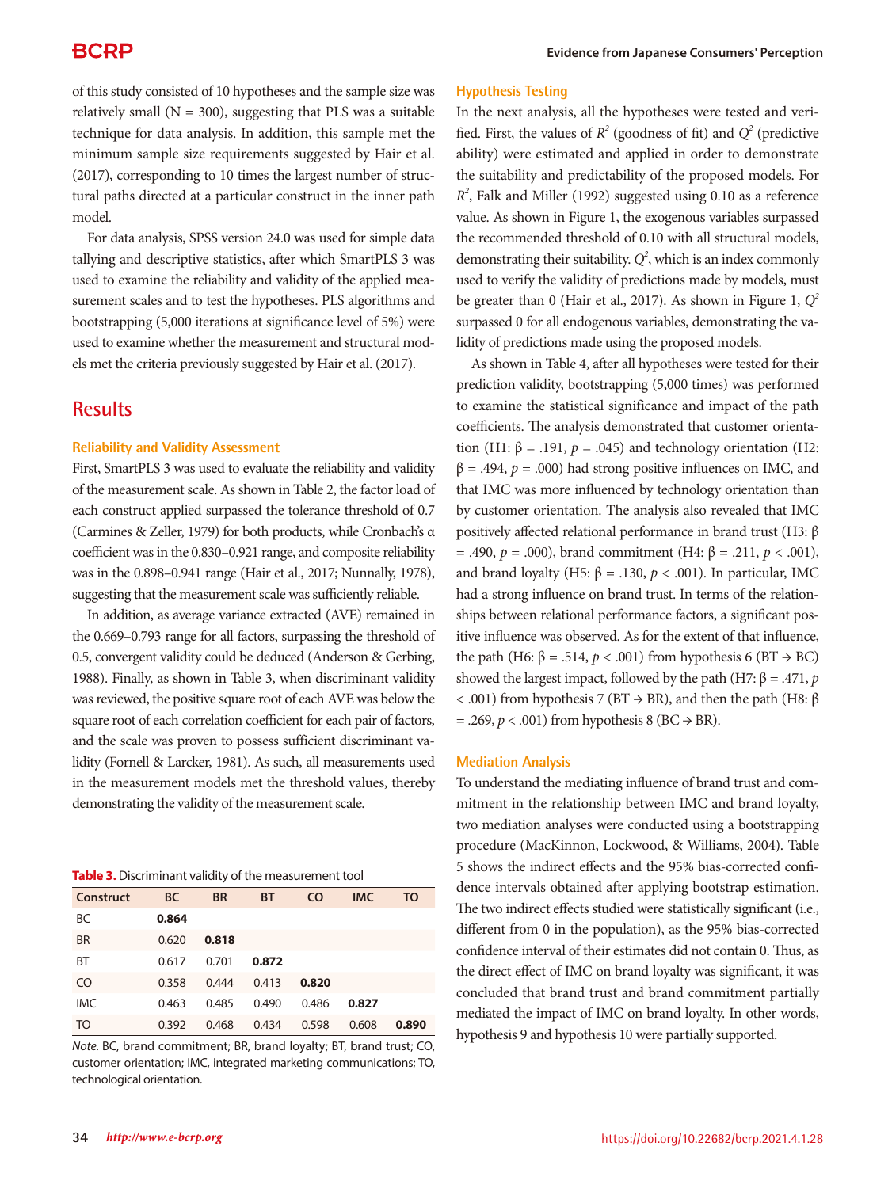of this study consisted of 10 hypotheses and the sample size was relatively small (N = 300), suggesting that PLS was a suitable technique for data analysis. In addition, this sample met the minimum sample size requirements suggested by Hair et al. (2017), corresponding to 10 times the largest number of structural paths directed at a particular construct in the inner path model.

For data analysis, SPSS version 24.0 was used for simple data tallying and descriptive statistics, after which SmartPLS 3 was used to examine the reliability and validity of the applied measurement scales and to test the hypotheses. PLS algorithms and bootstrapping (5,000 iterations at significance level of 5%) were used to examine whether the measurement and structural models met the criteria previously suggested by Hair et al. (2017).

## Results

### Reliability and Validity Assessment

First, SmartPLS 3 was used to evaluate the reliability and validity of the measurement scale. As shown in Table 2, the factor load of each construct applied surpassed the tolerance threshold of 0.7 (Carmines & Zeller, 1979) for both products, while Cronbach's α coefficient was in the 0.830–0.921 range, and composite reliability was in the 0.898–0.941 range (Hair et al., 2017; Nunnally, 1978), suggesting that the measurement scale was sufficiently reliable.

In addition, as average variance extracted (AVE) remained in the 0.669–0.793 range for all factors, surpassing the threshold of 0.5, convergent validity could be deduced (Anderson & Gerbing, 1988). Finally, as shown in Table 3, when discriminant validity was reviewed, the positive square root of each AVE was below the square root of each correlation coefficient for each pair of factors, and the scale was proven to possess sufficient discriminant validity (Fornell & Larcker, 1981). As such, all measurements used in the measurement models met the threshold values, thereby demonstrating the validity of the measurement scale.

**Table 3.** Discriminant validity of the measurement tool

| Construct | BC | BR | BT | CO | IMC | TO |
|---|---|---|---|---|---|---|
| BC | **0.864** | | | | | |
| BR | 0.620 | **0.818** | | | | |
| BT | 0.617 | 0.701 | **0.872** | | | |
| CO | 0.358 | 0.444 | 0.413 | **0.820** | | |
| IMC | 0.463 | 0.485 | 0.490 | 0.486 | **0.827** | |
| TO | 0.392 | 0.468 | 0.434 | 0.598 | 0.608 | **0.890** |

*Note.* BC, brand commitment; BR, brand loyalty; BT, brand trust; CO, customer orientation; IMC, integrated marketing communications; TO, technological orientation.

### Hypothesis Testing

In the next analysis, all the hypotheses were tested and verified. First, the values of $R^2$ (goodness of fit) and $Q^2$ (predictive ability) were estimated and applied in order to demonstrate the suitability and predictability of the proposed models. For $R^2$, Falk and Miller (1992) suggested using 0.10 as a reference value. As shown in Figure 1, the exogenous variables surpassed the recommended threshold of 0.10 with all structural models, demonstrating their suitability. $Q^2$, which is an index commonly used to verify the validity of predictions made by models, must be greater than 0 (Hair et al., 2017). As shown in Figure 1, $Q^2$ surpassed 0 for all endogenous variables, demonstrating the validity of predictions made using the proposed models.

As shown in Table 4, after all hypotheses were tested for their prediction validity, bootstrapping (5,000 times) was performed to examine the statistical significance and impact of the path coefficients. The analysis demonstrated that customer orientation (H1: $\beta = .191$, $p = .045$) and technology orientation (H2: $\beta = .494$, $p = .000$) had strong positive influences on IMC, and that IMC was more influenced by technology orientation than by customer orientation. The analysis also revealed that IMC positively affected relational performance in brand trust (H3: $\beta = .490$, $p = .000$), brand commitment (H4: $\beta = .211$, $p < .001$), and brand loyalty (H5: $\beta = .130$, $p < .001$). In particular, IMC had a strong influence on brand trust. In terms of the relationships between relational performance factors, a significant positive influence was observed. As for the extent of that influence, the path (H6: $\beta = .514$, $p < .001$) from hypothesis 6 (BT → BC) showed the largest impact, followed by the path (H7: $\beta = .471$, $p < .001$) from hypothesis 7 (BT → BR), and then the path (H8: $\beta = .269$, $p < .001$) from hypothesis 8 (BC → BR).

### Mediation Analysis

To understand the mediating influence of brand trust and commitment in the relationship between IMC and brand loyalty, two mediation analyses were conducted using a bootstrapping procedure (MacKinnon, Lockwood, & Williams, 2004). Table 5 shows the indirect effects and the 95% bias-corrected confidence intervals obtained after applying bootstrap estimation. The two indirect effects studied were statistically significant (i.e., different from 0 in the population), as the 95% bias-corrected confidence interval of their estimates did not contain 0. Thus, as the direct effect of IMC on brand loyalty was significant, it was concluded that brand trust and brand commitment partially mediated the impact of IMC on brand loyalty. In other words, hypothesis 9 and hypothesis 10 were partially supported.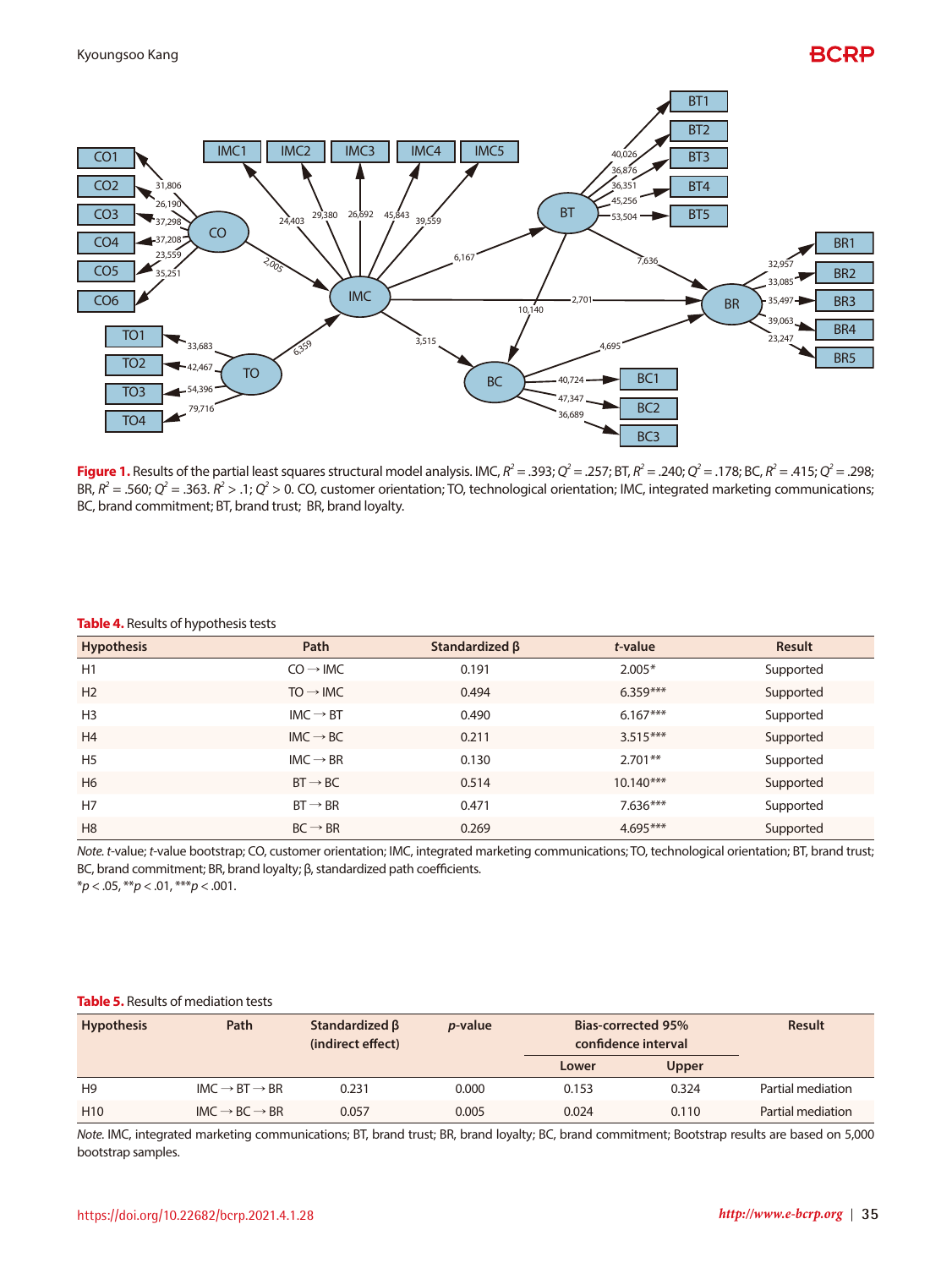**Figure 1.** Results of the partial least squares structural model analysis. IMC, $R^2$ = .393; $Q^2$ = .257; BT, $R^2$ = .240; $Q^2$ = .178; BC, $R^2$ = .415; $Q^2$ = .298; BR, $R^2$ = .560; $Q^2$ = .363. $R^2$ > .1; $Q^2$ > 0. CO, customer orientation; TO, technological orientation; IMC, integrated marketing communications; BC, brand commitment; BT, brand trust; BR, brand loyalty.

**Table 4.** Results of hypothesis tests

| Hypothesis | Path | Standardized β | *t*-value | Result |
|---|---|---|---|---|
| H1 | CO → IMC | 0.191 | 2.005* | Supported |
| H2 | TO → IMC | 0.494 | 6.359*** | Supported |
| H3 | IMC → BT | 0.490 | 6.167*** | Supported |
| H4 | IMC → BC | 0.211 | 3.515*** | Supported |
| H5 | IMC → BR | 0.130 | 2.701** | Supported |
| H6 | BT → BC | 0.514 | 10.140*** | Supported |
| H7 | BT → BR | 0.471 | 7.636*** | Supported |
| H8 | BC → BR | 0.269 | 4.695*** | Supported |

*Note.* *t*-value; *t*-value bootstrap; CO, customer orientation; IMC, integrated marketing communications; TO, technological orientation; BT, brand trust; BC, brand commitment; BR, brand loyalty; β, standardized path coefficients.
*$p < .05$, **$p < .01$, ***$p < .001$.

**Table 5.** Results of mediation tests

| Hypothesis | Path | Standardized β (indirect effect) | *p*-value | Bias-corrected 95% confidence interval | | Result |
|---|---|---|---|---|---|---|
| | | | | Lower | Upper | |
| H9 | IMC → BT → BR | 0.231 | 0.000 | 0.153 | 0.324 | Partial mediation |
| H10 | IMC → BC → BR | 0.057 | 0.005 | 0.024 | 0.110 | Partial mediation |

*Note.* IMC, integrated marketing communications; BT, brand trust; BR, brand loyalty; BC, brand commitment; Bootstrap results are based on 5,000 bootstrap samples.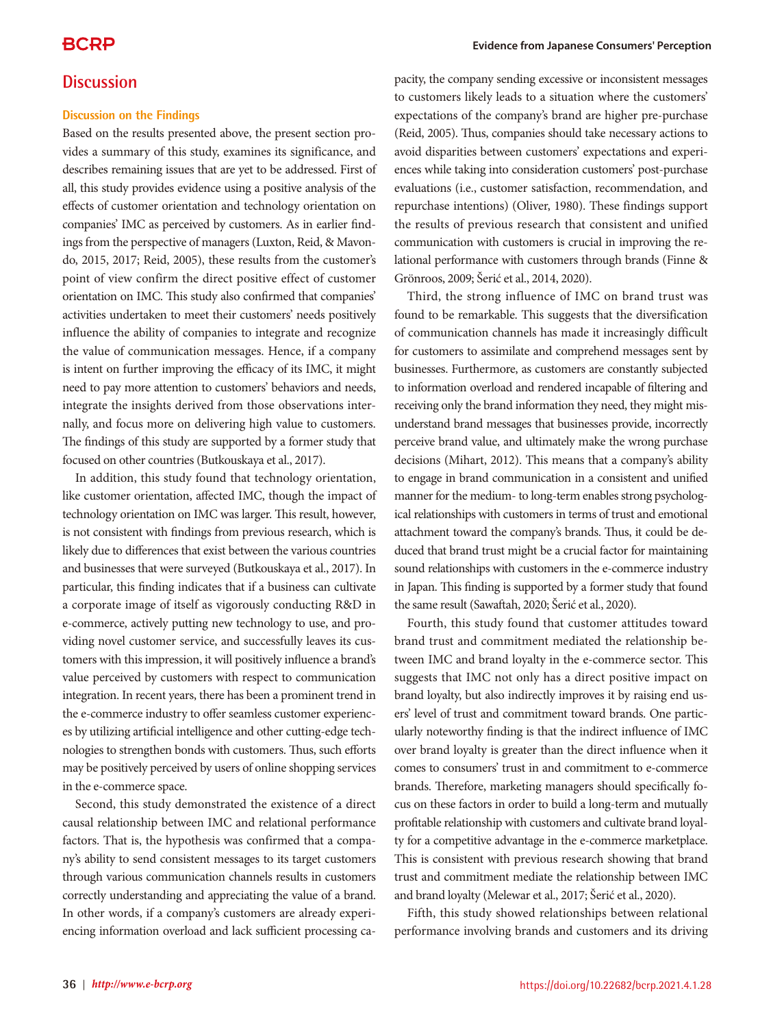## Discussion

### Discussion on the Findings

Based on the results presented above, the present section provides a summary of this study, examines its significance, and describes remaining issues that are yet to be addressed. First of all, this study provides evidence using a positive analysis of the effects of customer orientation and technology orientation on companies' IMC as perceived by customers. As in earlier findings from the perspective of managers (Luxton, Reid, & Mavondo, 2015, 2017; Reid, 2005), these results from the customer's point of view confirm the direct positive effect of customer orientation on IMC. This study also confirmed that companies' activities undertaken to meet their customers' needs positively influence the ability of companies to integrate and recognize the value of communication messages. Hence, if a company is intent on further improving the efficacy of its IMC, it might need to pay more attention to customers' behaviors and needs, integrate the insights derived from those observations internally, and focus more on delivering high value to customers. The findings of this study are supported by a former study that focused on other countries (Butkouskaya et al., 2017).

In addition, this study found that technology orientation, like customer orientation, affected IMC, though the impact of technology orientation on IMC was larger. This result, however, is not consistent with findings from previous research, which is likely due to differences that exist between the various countries and businesses that were surveyed (Butkouskaya et al., 2017). In particular, this finding indicates that if a business can cultivate a corporate image of itself as vigorously conducting R&D in e-commerce, actively putting new technology to use, and providing novel customer service, and successfully leaves its customers with this impression, it will positively influence a brand's value perceived by customers with respect to communication integration. In recent years, there has been a prominent trend in the e-commerce industry to offer seamless customer experiences by utilizing artificial intelligence and other cutting-edge technologies to strengthen bonds with customers. Thus, such efforts may be positively perceived by users of online shopping services in the e-commerce space.

Second, this study demonstrated the existence of a direct causal relationship between IMC and relational performance factors. That is, the hypothesis was confirmed that a company's ability to send consistent messages to its target customers through various communication channels results in customers correctly understanding and appreciating the value of a brand. In other words, if a company's customers are already experiencing information overload and lack sufficient processing capacity, the company sending excessive or inconsistent messages to customers likely leads to a situation where the customers' expectations of the company's brand are higher pre-purchase (Reid, 2005). Thus, companies should take necessary actions to avoid disparities between customers' expectations and experiences while taking into consideration customers' post-purchase evaluations (i.e., customer satisfaction, recommendation, and repurchase intentions) (Oliver, 1980). These findings support the results of previous research that consistent and unified communication with customers is crucial in improving the relational performance with customers through brands (Finne & Grönroos, 2009; Šerić et al., 2014, 2020).

Third, the strong influence of IMC on brand trust was found to be remarkable. This suggests that the diversification of communication channels has made it increasingly difficult for customers to assimilate and comprehend messages sent by businesses. Furthermore, as customers are constantly subjected to information overload and rendered incapable of filtering and receiving only the brand information they need, they might misunderstand brand messages that businesses provide, incorrectly perceive brand value, and ultimately make the wrong purchase decisions (Mihart, 2012). This means that a company's ability to engage in brand communication in a consistent and unified manner for the medium- to long-term enables strong psychological relationships with customers in terms of trust and emotional attachment toward the company's brands. Thus, it could be deduced that brand trust might be a crucial factor for maintaining sound relationships with customers in the e-commerce industry in Japan. This finding is supported by a former study that found the same result (Sawaftah, 2020; Šerić et al., 2020).

Fourth, this study found that customer attitudes toward brand trust and commitment mediated the relationship between IMC and brand loyalty in the e-commerce sector. This suggests that IMC not only has a direct positive impact on brand loyalty, but also indirectly improves it by raising end users' level of trust and commitment toward brands. One particularly noteworthy finding is that the indirect influence of IMC over brand loyalty is greater than the direct influence when it comes to consumers' trust in and commitment to e-commerce brands. Therefore, marketing managers should specifically focus on these factors in order to build a long-term and mutually profitable relationship with customers and cultivate brand loyalty for a competitive advantage in the e-commerce marketplace. This is consistent with previous research showing that brand trust and commitment mediate the relationship between IMC and brand loyalty (Melewar et al., 2017; Šerić et al., 2020).

Fifth, this study showed relationships between relational performance involving brands and customers and its driving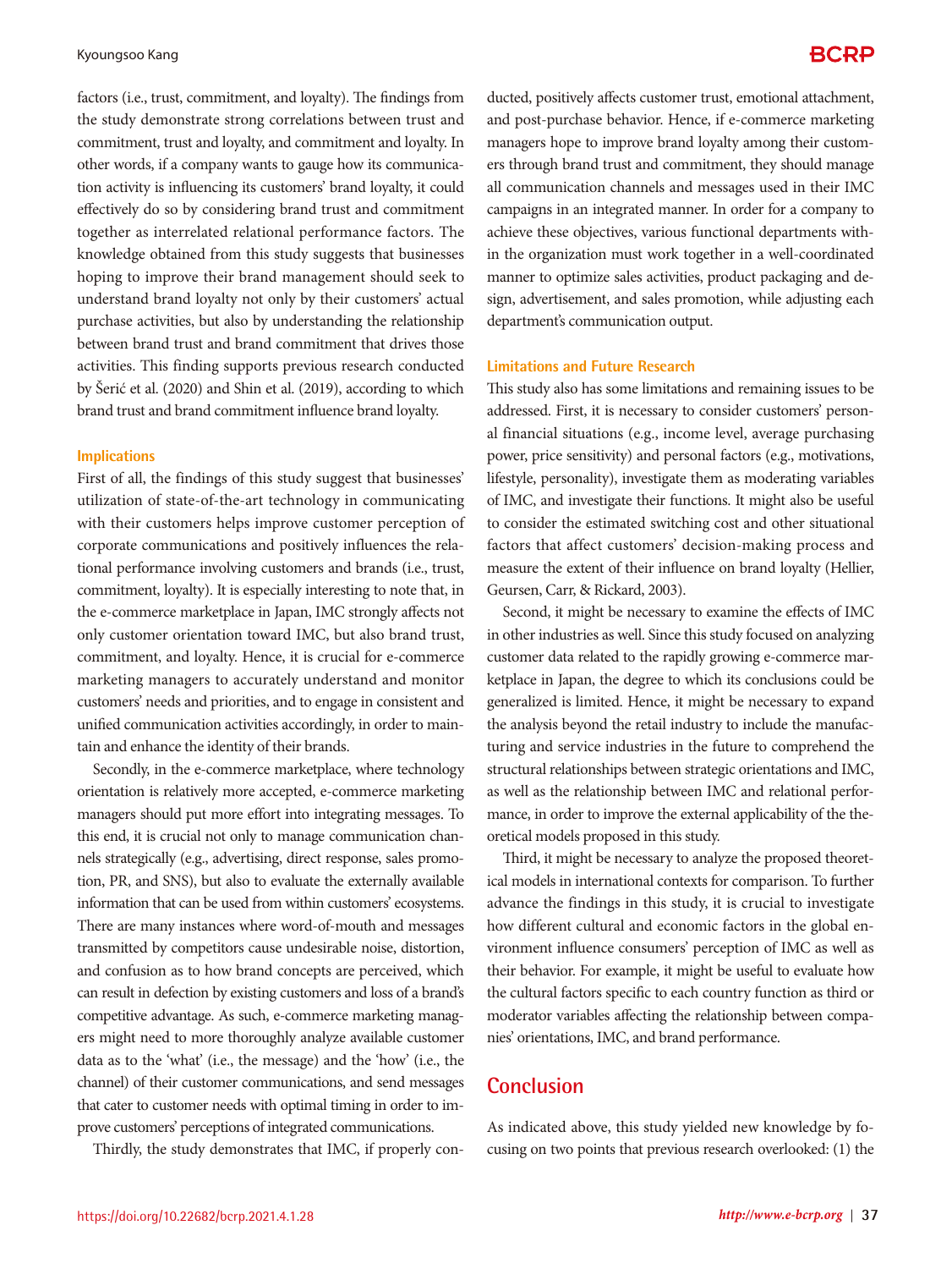factors (i.e., trust, commitment, and loyalty). The findings from the study demonstrate strong correlations between trust and commitment, trust and loyalty, and commitment and loyalty. In other words, if a company wants to gauge how its communication activity is influencing its customers' brand loyalty, it could effectively do so by considering brand trust and commitment together as interrelated relational performance factors. The knowledge obtained from this study suggests that businesses hoping to improve their brand management should seek to understand brand loyalty not only by their customers' actual purchase activities, but also by understanding the relationship between brand trust and brand commitment that drives those activities. This finding supports previous research conducted by Šerić et al. (2020) and Shin et al. (2019), according to which brand trust and brand commitment influence brand loyalty.

### Implications

First of all, the findings of this study suggest that businesses' utilization of state-of-the-art technology in communicating with their customers helps improve customer perception of corporate communications and positively influences the relational performance involving customers and brands (i.e., trust, commitment, loyalty). It is especially interesting to note that, in the e-commerce marketplace in Japan, IMC strongly affects not only customer orientation toward IMC, but also brand trust, commitment, and loyalty. Hence, it is crucial for e-commerce marketing managers to accurately understand and monitor customers' needs and priorities, and to engage in consistent and unified communication activities accordingly, in order to maintain and enhance the identity of their brands.

Secondly, in the e-commerce marketplace, where technology orientation is relatively more accepted, e-commerce marketing managers should put more effort into integrating messages. To this end, it is crucial not only to manage communication channels strategically (e.g., advertising, direct response, sales promotion, PR, and SNS), but also to evaluate the externally available information that can be used from within customers' ecosystems. There are many instances where word-of-mouth and messages transmitted by competitors cause undesirable noise, distortion, and confusion as to how brand concepts are perceived, which can result in defection by existing customers and loss of a brand's competitive advantage. As such, e-commerce marketing managers might need to more thoroughly analyze available customer data as to the 'what' (i.e., the message) and the 'how' (i.e., the channel) of their customer communications, and send messages that cater to customer needs with optimal timing in order to improve customers' perceptions of integrated communications.

Thirdly, the study demonstrates that IMC, if properly conducted, positively affects customer trust, emotional attachment, and post-purchase behavior. Hence, if e-commerce marketing managers hope to improve brand loyalty among their customers through brand trust and commitment, they should manage all communication channels and messages used in their IMC campaigns in an integrated manner. In order for a company to achieve these objectives, various functional departments within the organization must work together in a well-coordinated manner to optimize sales activities, product packaging and design, advertisement, and sales promotion, while adjusting each department's communication output.

### Limitations and Future Research

This study also has some limitations and remaining issues to be addressed. First, it is necessary to consider customers' personal financial situations (e.g., income level, average purchasing power, price sensitivity) and personal factors (e.g., motivations, lifestyle, personality), investigate them as moderating variables of IMC, and investigate their functions. It might also be useful to consider the estimated switching cost and other situational factors that affect customers' decision-making process and measure the extent of their influence on brand loyalty (Hellier, Geursen, Carr, & Rickard, 2003).

Second, it might be necessary to examine the effects of IMC in other industries as well. Since this study focused on analyzing customer data related to the rapidly growing e-commerce marketplace in Japan, the degree to which its conclusions could be generalized is limited. Hence, it might be necessary to expand the analysis beyond the retail industry to include the manufacturing and service industries in the future to comprehend the structural relationships between strategic orientations and IMC, as well as the relationship between IMC and relational performance, in order to improve the external applicability of the theoretical models proposed in this study.

Third, it might be necessary to analyze the proposed theoretical models in international contexts for comparison. To further advance the findings in this study, it is crucial to investigate how different cultural and economic factors in the global environment influence consumers' perception of IMC as well as their behavior. For example, it might be useful to evaluate how the cultural factors specific to each country function as third or moderator variables affecting the relationship between companies' orientations, IMC, and brand performance.

## Conclusion

As indicated above, this study yielded new knowledge by focusing on two points that previous research overlooked: (1) the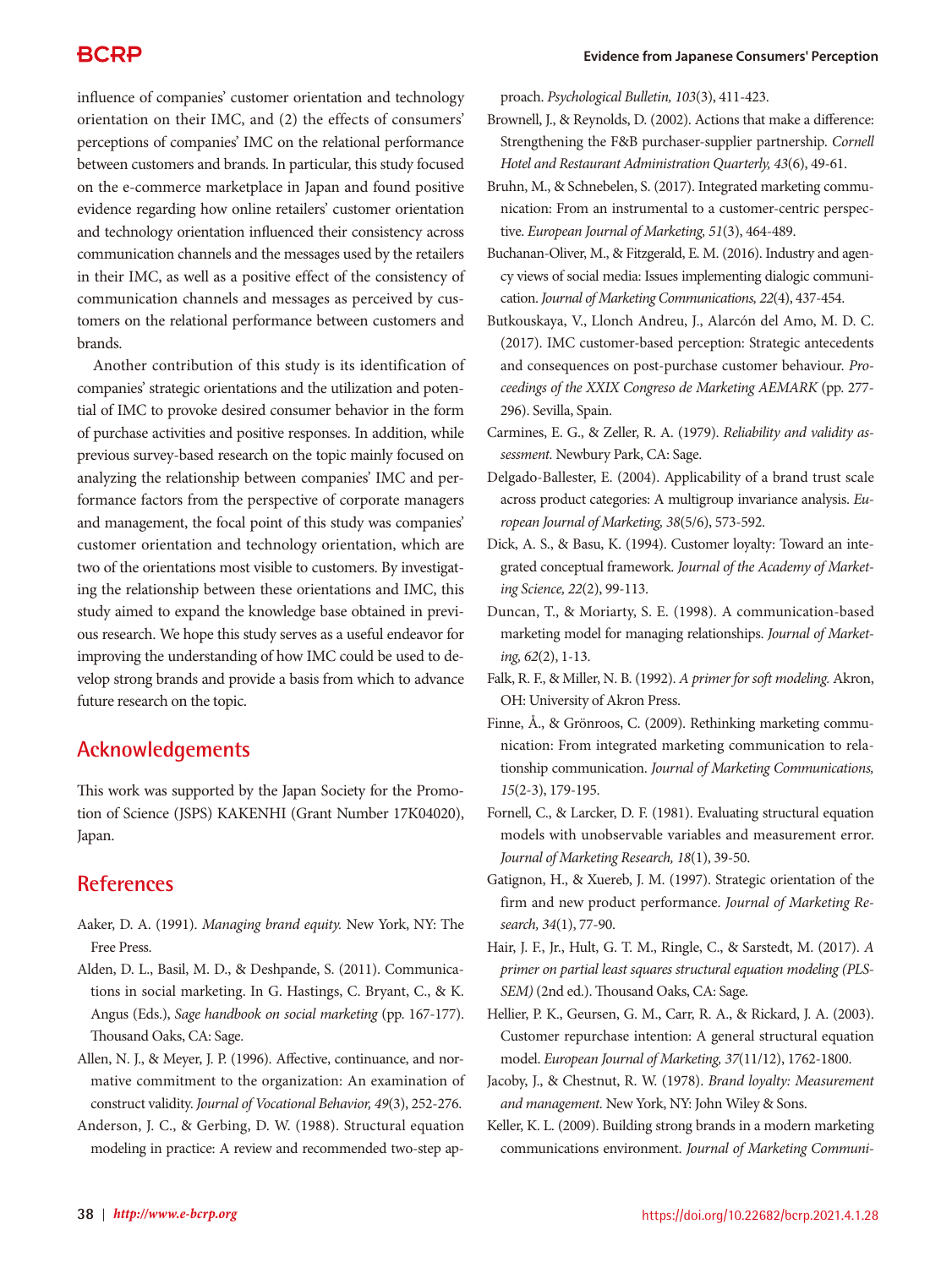influence of companies' customer orientation and technology orientation on their IMC, and (2) the effects of consumers' perceptions of companies' IMC on the relational performance between customers and brands. In particular, this study focused on the e-commerce marketplace in Japan and found positive evidence regarding how online retailers' customer orientation and technology orientation influenced their consistency across communication channels and the messages used by the retailers in their IMC, as well as a positive effect of the consistency of communication channels and messages as perceived by customers on the relational performance between customers and brands.

Another contribution of this study is its identification of companies' strategic orientations and the utilization and potential of IMC to provoke desired consumer behavior in the form of purchase activities and positive responses. In addition, while previous survey-based research on the topic mainly focused on analyzing the relationship between companies' IMC and performance factors from the perspective of corporate managers and management, the focal point of this study was companies' customer orientation and technology orientation, which are two of the orientations most visible to customers. By investigating the relationship between these orientations and IMC, this study aimed to expand the knowledge base obtained in previous research. We hope this study serves as a useful endeavor for improving the understanding of how IMC could be used to develop strong brands and provide a basis from which to advance future research on the topic.

## Acknowledgements

This work was supported by the Japan Society for the Promotion of Science (JSPS) KAKENHI (Grant Number 17K04020), Japan.

## References

Aaker, D. A. (1991). *Managing brand equity.* New York, NY: The Free Press.

Alden, D. L., Basil, M. D., & Deshpande, S. (2011). Communications in social marketing. In G. Hastings, C. Bryant, C., & K. Angus (Eds.), *Sage handbook on social marketing* (pp. 167-177). Thousand Oaks, CA: Sage.

Allen, N. J., & Meyer, J. P. (1996). Affective, continuance, and normative commitment to the organization: An examination of construct validity. *Journal of Vocational Behavior, 49*(3), 252-276.

Anderson, J. C., & Gerbing, D. W. (1988). Structural equation modeling in practice: A review and recommended two-step approach. *Psychological Bulletin, 103*(3), 411-423.

Brownell, J., & Reynolds, D. (2002). Actions that make a difference: Strengthening the F&B purchaser-supplier partnership. *Cornell Hotel and Restaurant Administration Quarterly, 43*(6), 49-61.

Bruhn, M., & Schnebelen, S. (2017). Integrated marketing communication: From an instrumental to a customer-centric perspective. *European Journal of Marketing, 51*(3), 464-489.

Buchanan-Oliver, M., & Fitzgerald, E. M. (2016). Industry and agency views of social media: Issues implementing dialogic communication. *Journal of Marketing Communications, 22*(4), 437-454.

Butkouskaya, V., Llonch Andreu, J., Alarcón del Amo, M. D. C. (2017). IMC customer-based perception: Strategic antecedents and consequences on post-purchase customer behaviour. *Proceedings of the XXIX Congreso de Marketing AEMARK* (pp. 277-296). Sevilla, Spain.

Carmines, E. G., & Zeller, R. A. (1979). *Reliability and validity assessment.* Newbury Park, CA: Sage.

Delgado-Ballester, E. (2004). Applicability of a brand trust scale across product categories: A multigroup invariance analysis. *European Journal of Marketing, 38*(5/6), 573-592.

Dick, A. S., & Basu, K. (1994). Customer loyalty: Toward an integrated conceptual framework. *Journal of the Academy of Marketing Science, 22*(2), 99-113.

Duncan, T., & Moriarty, S. E. (1998). A communication-based marketing model for managing relationships. *Journal of Marketing, 62*(2), 1-13.

Falk, R. F., & Miller, N. B. (1992). *A primer for soft modeling.* Akron, OH: University of Akron Press.

Finne, Å., & Grönroos, C. (2009). Rethinking marketing communication: From integrated marketing communication to relationship communication. *Journal of Marketing Communications, 15*(2-3), 179-195.

Fornell, C., & Larcker, D. F. (1981). Evaluating structural equation models with unobservable variables and measurement error. *Journal of Marketing Research, 18*(1), 39-50.

Gatignon, H., & Xuereb, J. M. (1997). Strategic orientation of the firm and new product performance. *Journal of Marketing Research, 34*(1), 77-90.

Hair, J. F., Jr., Hult, G. T. M., Ringle, C., & Sarstedt, M. (2017). *A primer on partial least squares structural equation modeling (PLS-SEM)* (2nd ed.). Thousand Oaks, CA: Sage.

Hellier, P. K., Geursen, G. M., Carr, R. A., & Rickard, J. A. (2003). Customer repurchase intention: A general structural equation model. *European Journal of Marketing, 37*(11/12), 1762-1800.

Jacoby, J., & Chestnut, R. W. (1978). *Brand loyalty: Measurement and management.* New York, NY: John Wiley & Sons.

Keller, K. L. (2009). Building strong brands in a modern marketing communications environment. *Journal of Marketing Communi-*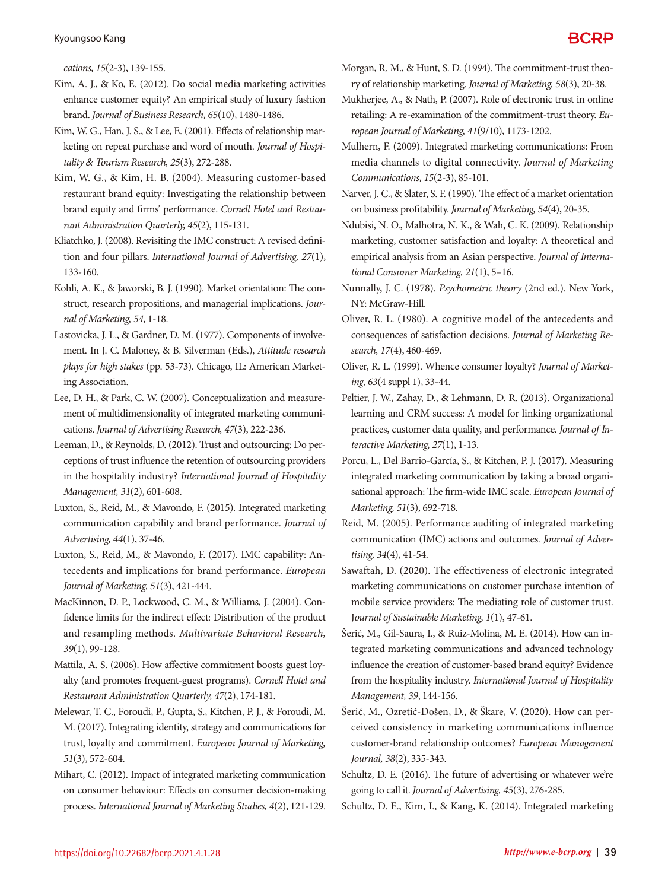*cations, 15*(2-3), 139-155.

Kim, A. J., & Ko, E. (2012). Do social media marketing activities enhance customer equity? An empirical study of luxury fashion brand. *Journal of Business Research, 65*(10), 1480-1486.

Kim, W. G., Han, J. S., & Lee, E. (2001). Effects of relationship marketing on repeat purchase and word of mouth. *Journal of Hospitality & Tourism Research, 25*(3), 272-288.

Kim, W. G., & Kim, H. B. (2004). Measuring customer-based restaurant brand equity: Investigating the relationship between brand equity and firms' performance. *Cornell Hotel and Restaurant Administration Quarterly, 45*(2), 115-131.

Kliatchko, J. (2008). Revisiting the IMC construct: A revised definition and four pillars. *International Journal of Advertising, 27*(1), 133-160.

Kohli, A. K., & Jaworski, B. J. (1990). Market orientation: The construct, research propositions, and managerial implications. *Journal of Marketing, 54*, 1-18.

Lastovicka, J. L., & Gardner, D. M. (1977). Components of involvement. In J. C. Maloney, & B. Silverman (Eds.), *Attitude research plays for high stakes* (pp. 53-73). Chicago, IL: American Marketing Association.

Lee, D. H., & Park, C. W. (2007). Conceptualization and measurement of multidimensionality of integrated marketing communications. *Journal of Advertising Research, 47*(3), 222-236.

Leeman, D., & Reynolds, D. (2012). Trust and outsourcing: Do perceptions of trust influence the retention of outsourcing providers in the hospitality industry? *International Journal of Hospitality Management, 31*(2), 601-608.

Luxton, S., Reid, M., & Mavondo, F. (2015). Integrated marketing communication capability and brand performance. *Journal of Advertising, 44*(1), 37-46.

Luxton, S., Reid, M., & Mavondo, F. (2017). IMC capability: Antecedents and implications for brand performance. *European Journal of Marketing, 51*(3), 421-444.

MacKinnon, D. P., Lockwood, C. M., & Williams, J. (2004). Confidence limits for the indirect effect: Distribution of the product and resampling methods. *Multivariate Behavioral Research, 39*(1), 99-128.

Mattila, A. S. (2006). How affective commitment boosts guest loyalty (and promotes frequent-guest programs). *Cornell Hotel and Restaurant Administration Quarterly, 47*(2), 174-181.

Melewar, T. C., Foroudi, P., Gupta, S., Kitchen, P. J., & Foroudi, M. M. (2017). Integrating identity, strategy and communications for trust, loyalty and commitment. *European Journal of Marketing, 51*(3), 572-604.

Mihart, C. (2012). Impact of integrated marketing communication on consumer behaviour: Effects on consumer decision-making process. *International Journal of Marketing Studies, 4*(2), 121-129.

Morgan, R. M., & Hunt, S. D. (1994). The commitment-trust theory of relationship marketing. *Journal of Marketing, 58*(3), 20-38.

Mukherjee, A., & Nath, P. (2007). Role of electronic trust in online retailing: A re-examination of the commitment-trust theory. *European Journal of Marketing, 41*(9/10), 1173-1202.

Mulhern, F. (2009). Integrated marketing communications: From media channels to digital connectivity. *Journal of Marketing Communications, 15*(2-3), 85-101.

Narver, J. C., & Slater, S. F. (1990). The effect of a market orientation on business profitability. *Journal of Marketing, 54*(4), 20-35.

Ndubisi, N. O., Malhotra, N. K., & Wah, C. K. (2009). Relationship marketing, customer satisfaction and loyalty: A theoretical and empirical analysis from an Asian perspective. *Journal of International Consumer Marketing, 21*(1), 5–16.

Nunnally, J. C. (1978). *Psychometric theory* (2nd ed.). New York, NY: McGraw-Hill.

Oliver, R. L. (1980). A cognitive model of the antecedents and consequences of satisfaction decisions. *Journal of Marketing Research, 17*(4), 460-469.

Oliver, R. L. (1999). Whence consumer loyalty? *Journal of Marketing, 63*(4 suppl 1), 33-44.

Peltier, J. W., Zahay, D., & Lehmann, D. R. (2013). Organizational learning and CRM success: A model for linking organizational practices, customer data quality, and performance. *Journal of Interactive Marketing, 27*(1), 1-13.

Porcu, L., Del Barrio-García, S., & Kitchen, P. J. (2017). Measuring integrated marketing communication by taking a broad organisational approach: The firm-wide IMC scale. *European Journal of Marketing, 51*(3), 692-718.

Reid, M. (2005). Performance auditing of integrated marketing communication (IMC) actions and outcomes. *Journal of Advertising, 34*(4), 41-54.

Sawaftah, D. (2020). The effectiveness of electronic integrated marketing communications on customer purchase intention of mobile service providers: The mediating role of customer trust. *Journal of Sustainable Marketing, 1*(1), 47-61.

Šerić, M., Gil-Saura, I., & Ruiz-Molina, M. E. (2014). How can integrated marketing communications and advanced technology influence the creation of customer-based brand equity? Evidence from the hospitality industry. *International Journal of Hospitality Management, 39*, 144-156.

Šerić, M., Ozretić-Došen, D., & Škare, V. (2020). How can perceived consistency in marketing communications influence customer-brand relationship outcomes? *European Management Journal, 38*(2), 335-343.

Schultz, D. E. (2016). The future of advertising or whatever we're going to call it. *Journal of Advertising, 45*(3), 276-285.

Schultz, D. E., Kim, I., & Kang, K. (2014). Integrated marketing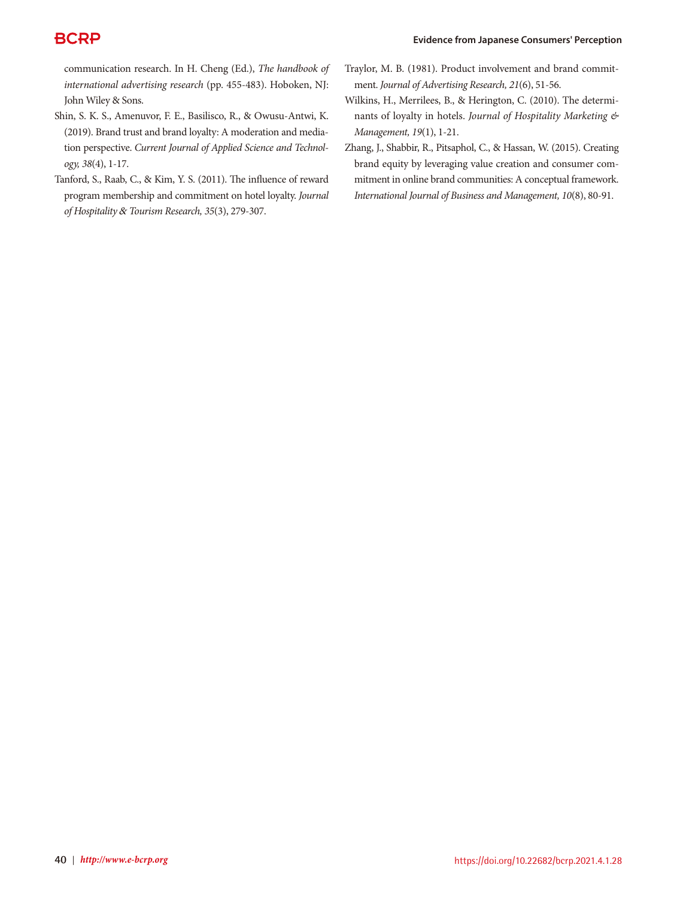communication research. In H. Cheng (Ed.), *The handbook of international advertising research* (pp. 455-483). Hoboken, NJ: John Wiley & Sons.

Shin, S. K. S., Amenuvor, F. E., Basilisco, R., & Owusu-Antwi, K. (2019). Brand trust and brand loyalty: A moderation and mediation perspective. *Current Journal of Applied Science and Technology, 38*(4), 1-17.

Tanford, S., Raab, C., & Kim, Y. S. (2011). The influence of reward program membership and commitment on hotel loyalty. *Journal of Hospitality & Tourism Research, 35*(3), 279-307.

Traylor, M. B. (1981). Product involvement and brand commitment. *Journal of Advertising Research, 21*(6), 51-56.

Wilkins, H., Merrilees, B., & Herington, C. (2010). The determinants of loyalty in hotels. *Journal of Hospitality Marketing & Management, 19*(1), 1-21.

Zhang, J., Shabbir, R., Pitsaphol, C., & Hassan, W. (2015). Creating brand equity by leveraging value creation and consumer commitment in online brand communities: A conceptual framework. *International Journal of Business and Management, 10*(8), 80-91.